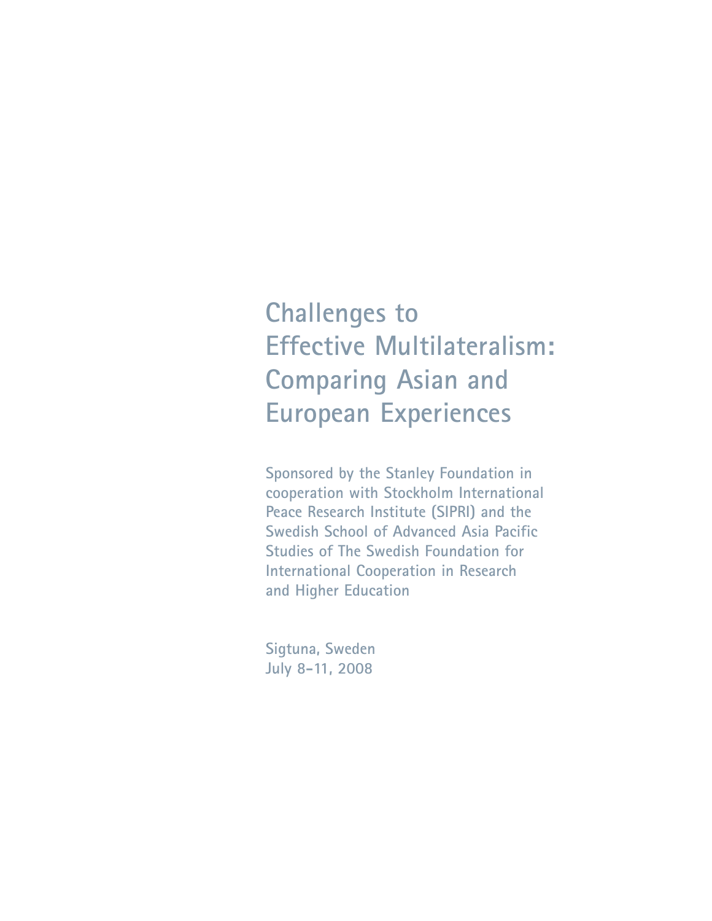# Challenges to Effective Multilateralism: Comparing Asian and European Experiences

Sponsored by the Stanley Foundation in cooperation with Stockholm International Peace Research Institute (SIPRI) and the Swedish School of Advanced Asia Pacific Studies of The Swedish Foundation for International Cooperation in Research and Higher Education

Sigtuna, Sweden
July 8-11, 2008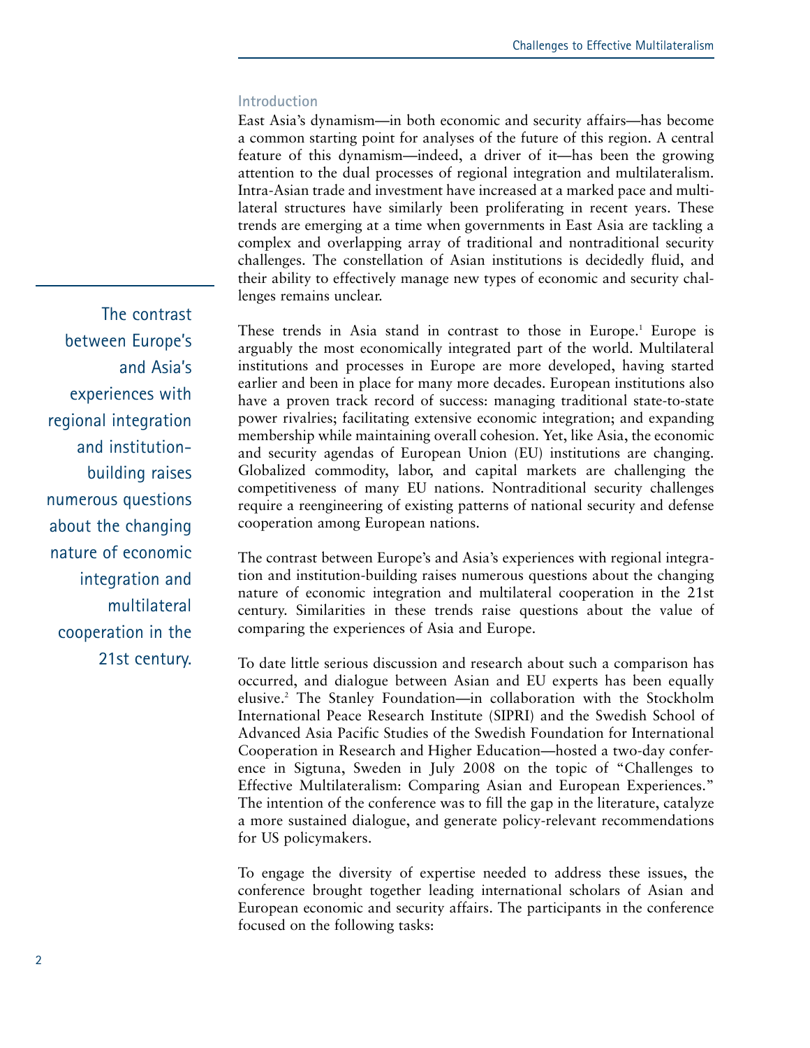## Introduction

East Asia's dynamism—in both economic and security affairs—has become a common starting point for analyses of the future of this region. A central feature of this dynamism—indeed, a driver of it—has been the growing attention to the dual processes of regional integration and multilateralism. Intra-Asian trade and investment have increased at a marked pace and multilateral structures have similarly been proliferating in recent years. These trends are emerging at a time when governments in East Asia are tackling a complex and overlapping array of traditional and nontraditional security challenges. The constellation of Asian institutions is decidedly fluid, and their ability to effectively manage new types of economic and security challenges remains unclear.

These trends in Asia stand in contrast to those in Europe.[1] Europe is arguably the most economically integrated part of the world. Multilateral institutions and processes in Europe are more developed, having started earlier and been in place for many more decades. European institutions also have a proven track record of success: managing traditional state-to-state power rivalries; facilitating extensive economic integration; and expanding membership while maintaining overall cohesion. Yet, like Asia, the economic and security agendas of European Union (EU) institutions are changing. Globalized commodity, labor, and capital markets are challenging the competitiveness of many EU nations. Nontraditional security challenges require a reengineering of existing patterns of national security and defense cooperation among European nations.

The contrast between Europe's and Asia's experiences with regional integration and institution-building raises numerous questions about the changing nature of economic integration and multilateral cooperation in the 21st century. Similarities in these trends raise questions about the value of comparing the experiences of Asia and Europe.

To date little serious discussion and research about such a comparison has occurred, and dialogue between Asian and EU experts has been equally elusive.[2] The Stanley Foundation—in collaboration with the Stockholm International Peace Research Institute (SIPRI) and the Swedish School of Advanced Asia Pacific Studies of the Swedish Foundation for International Cooperation in Research and Higher Education—hosted a two-day conference in Sigtuna, Sweden in July 2008 on the topic of "Challenges to Effective Multilateralism: Comparing Asian and European Experiences." The intention of the conference was to fill the gap in the literature, catalyze a more sustained dialogue, and generate policy-relevant recommendations for US policymakers.

To engage the diversity of expertise needed to address these issues, the conference brought together leading international scholars of Asian and European economic and security affairs. The participants in the conference focused on the following tasks: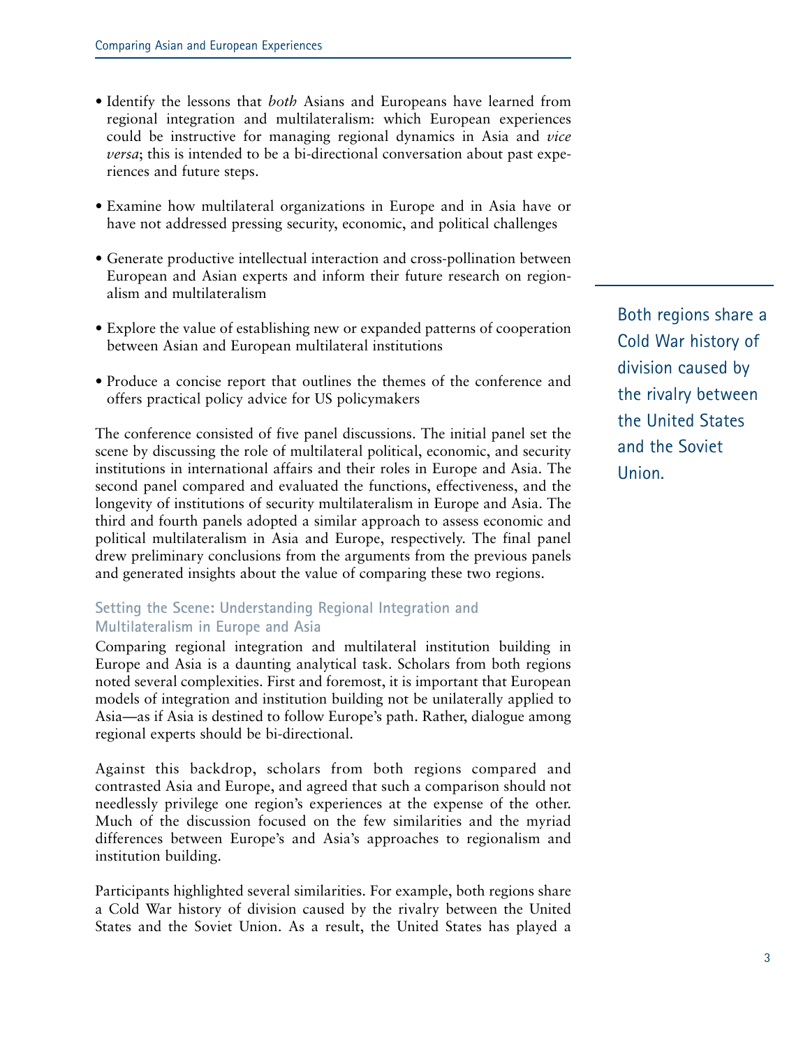- Identify the lessons that *both* Asians and Europeans have learned from regional integration and multilateralism: which European experiences could be instructive for managing regional dynamics in Asia and *vice versa*; this is intended to be a bi-directional conversation about past experiences and future steps.

- Examine how multilateral organizations in Europe and in Asia have or have not addressed pressing security, economic, and political challenges

- Generate productive intellectual interaction and cross-pollination between European and Asian experts and inform their future research on regionalism and multilateralism

- Explore the value of establishing new or expanded patterns of cooperation between Asian and European multilateral institutions

- Produce a concise report that outlines the themes of the conference and offers practical policy advice for US policymakers

The conference consisted of five panel discussions. The initial panel set the scene by discussing the role of multilateral political, economic, and security institutions in international affairs and their roles in Europe and Asia. The second panel compared and evaluated the functions, effectiveness, and the longevity of institutions of security multilateralism in Europe and Asia. The third and fourth panels adopted a similar approach to assess economic and political multilateralism in Asia and Europe, respectively. The final panel drew preliminary conclusions from the arguments from the previous panels and generated insights about the value of comparing these two regions.

### Setting the Scene: Understanding Regional Integration and Multilateralism in Europe and Asia

Comparing regional integration and multilateral institution building in Europe and Asia is a daunting analytical task. Scholars from both regions noted several complexities. First and foremost, it is important that European models of integration and institution building not be unilaterally applied to Asia—as if Asia is destined to follow Europe's path. Rather, dialogue among regional experts should be bi-directional.

Against this backdrop, scholars from both regions compared and contrasted Asia and Europe, and agreed that such a comparison should not needlessly privilege one region's experiences at the expense of the other. Much of the discussion focused on the few similarities and the myriad differences between Europe's and Asia's approaches to regionalism and institution building.

> Both regions share a Cold War history of division caused by the rivalry between the United States and the Soviet Union.

Participants highlighted several similarities. For example, both regions share a Cold War history of division caused by the rivalry between the United States and the Soviet Union. As a result, the United States has played a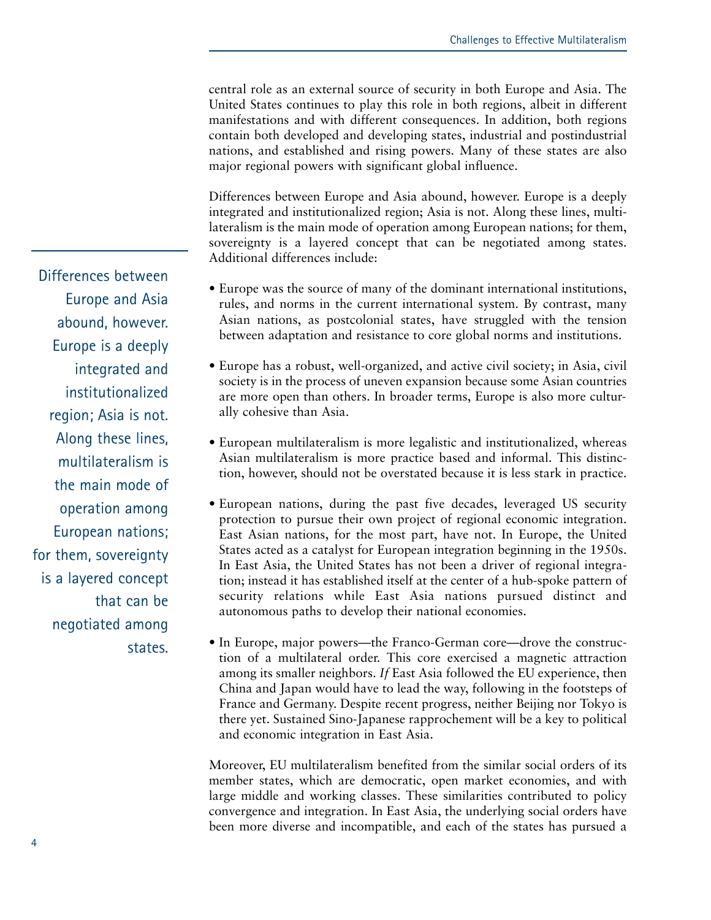central role as an external source of security in both Europe and Asia. The United States continues to play this role in both regions, albeit in different manifestations and with different consequences. In addition, both regions contain both developed and developing states, industrial and postindustrial nations, and established and rising powers. Many of these states are also major regional powers with significant global influence.

Differences between Europe and Asia abound, however. Europe is a deeply integrated and institutionalized region; Asia is not. Along these lines, multilateralism is the main mode of operation among European nations; for them, sovereignty is a layered concept that can be negotiated among states. Additional differences include:

> Differences between Europe and Asia abound, however. Europe is a deeply integrated and institutionalized region; Asia is not. Along these lines, multilateralism is the main mode of operation among European nations; for them, sovereignty is a layered concept that can be negotiated among states.

- Europe was the source of many of the dominant international institutions, rules, and norms in the current international system. By contrast, many Asian nations, as postcolonial states, have struggled with the tension between adaptation and resistance to core global norms and institutions.
- Europe has a robust, well-organized, and active civil society; in Asia, civil society is in the process of uneven expansion because some Asian countries are more open than others. In broader terms, Europe is also more culturally cohesive than Asia.
- European multilateralism is more legalistic and institutionalized, whereas Asian multilateralism is more practice based and informal. This distinction, however, should not be overstated because it is less stark in practice.
- European nations, during the past five decades, leveraged US security protection to pursue their own project of regional economic integration. East Asian nations, for the most part, have not. In Europe, the United States acted as a catalyst for European integration beginning in the 1950s. In East Asia, the United States has not been a driver of regional integration; instead it has established itself at the center of a hub-spoke pattern of security relations while East Asia nations pursued distinct and autonomous paths to develop their national economies.
- In Europe, major powers—the Franco-German core—drove the construction of a multilateral order. This core exercised a magnetic attraction among its smaller neighbors. *If* East Asia followed the EU experience, then China and Japan would have to lead the way, following in the footsteps of France and Germany. Despite recent progress, neither Beijing nor Tokyo is there yet. Sustained Sino-Japanese rapprochement will be a key to political and economic integration in East Asia.

Moreover, EU multilateralism benefited from the similar social orders of its member states, which are democratic, open market economies, and with large middle and working classes. These similarities contributed to policy convergence and integration. In East Asia, the underlying social orders have been more diverse and incompatible, and each of the states has pursued a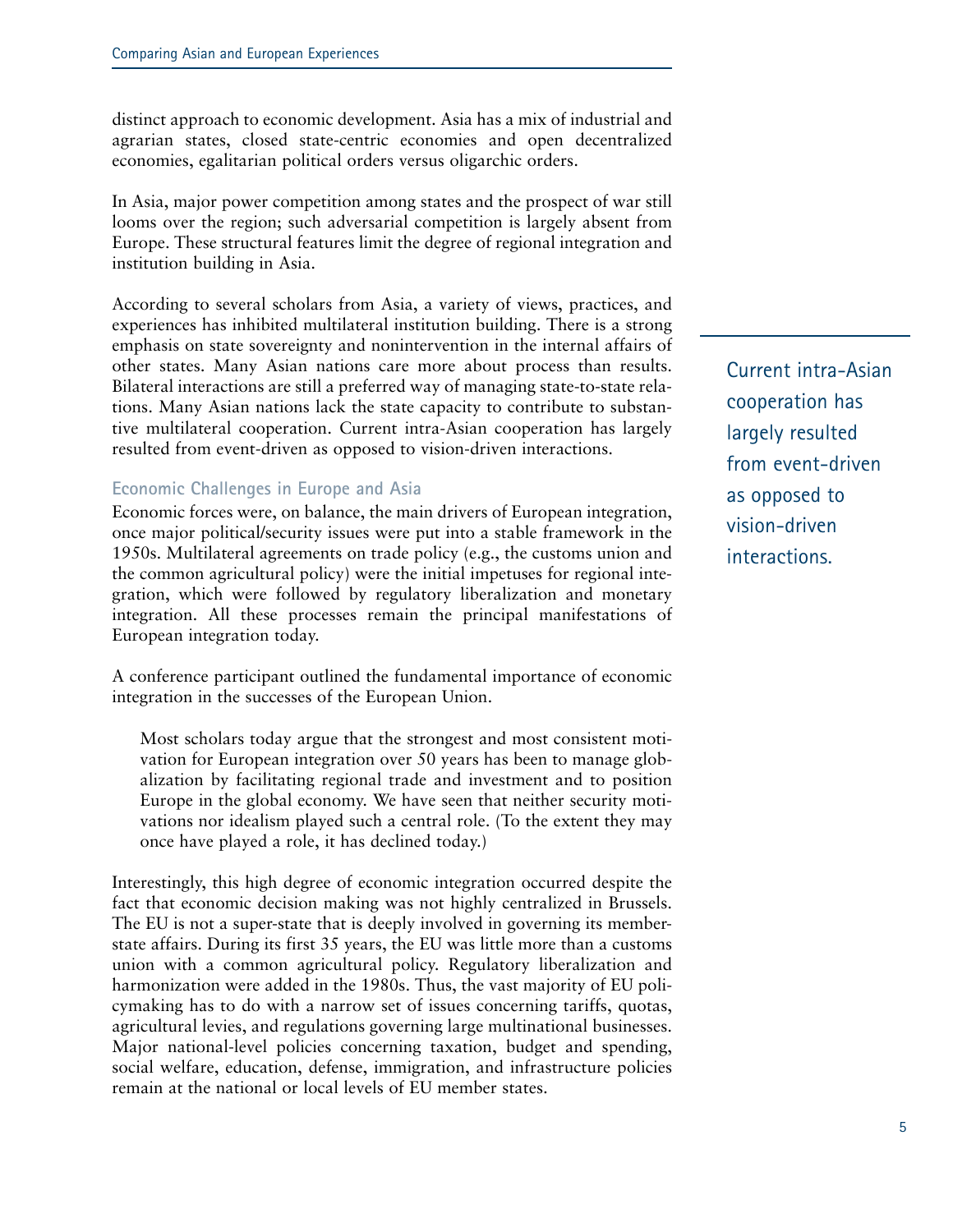distinct approach to economic development. Asia has a mix of industrial and agrarian states, closed state-centric economies and open decentralized economies, egalitarian political orders versus oligarchic orders.

In Asia, major power competition among states and the prospect of war still looms over the region; such adversarial competition is largely absent from Europe. These structural features limit the degree of regional integration and institution building in Asia.

According to several scholars from Asia, a variety of views, practices, and experiences has inhibited multilateral institution building. There is a strong emphasis on state sovereignty and nonintervention in the internal affairs of other states. Many Asian nations care more about process than results. Bilateral interactions are still a preferred way of managing state-to-state relations. Many Asian nations lack the state capacity to contribute to substantive multilateral cooperation. Current intra-Asian cooperation has largely resulted from event-driven as opposed to vision-driven interactions.

> Current intra-Asian cooperation has largely resulted from event-driven as opposed to vision-driven interactions.

### Economic Challenges in Europe and Asia

Economic forces were, on balance, the main drivers of European integration, once major political/security issues were put into a stable framework in the 1950s. Multilateral agreements on trade policy (e.g., the customs union and the common agricultural policy) were the initial impetuses for regional integration, which were followed by regulatory liberalization and monetary integration. All these processes remain the principal manifestations of European integration today.

A conference participant outlined the fundamental importance of economic integration in the successes of the European Union.

> Most scholars today argue that the strongest and most consistent motivation for European integration over 50 years has been to manage globalization by facilitating regional trade and investment and to position Europe in the global economy. We have seen that neither security motivations nor idealism played such a central role. (To the extent they may once have played a role, it has declined today.)

Interestingly, this high degree of economic integration occurred despite the fact that economic decision making was not highly centralized in Brussels. The EU is not a super-state that is deeply involved in governing its member-state affairs. During its first 35 years, the EU was little more than a customs union with a common agricultural policy. Regulatory liberalization and harmonization were added in the 1980s. Thus, the vast majority of EU policymaking has to do with a narrow set of issues concerning tariffs, quotas, agricultural levies, and regulations governing large multinational businesses. Major national-level policies concerning taxation, budget and spending, social welfare, education, defense, immigration, and infrastructure policies remain at the national or local levels of EU member states.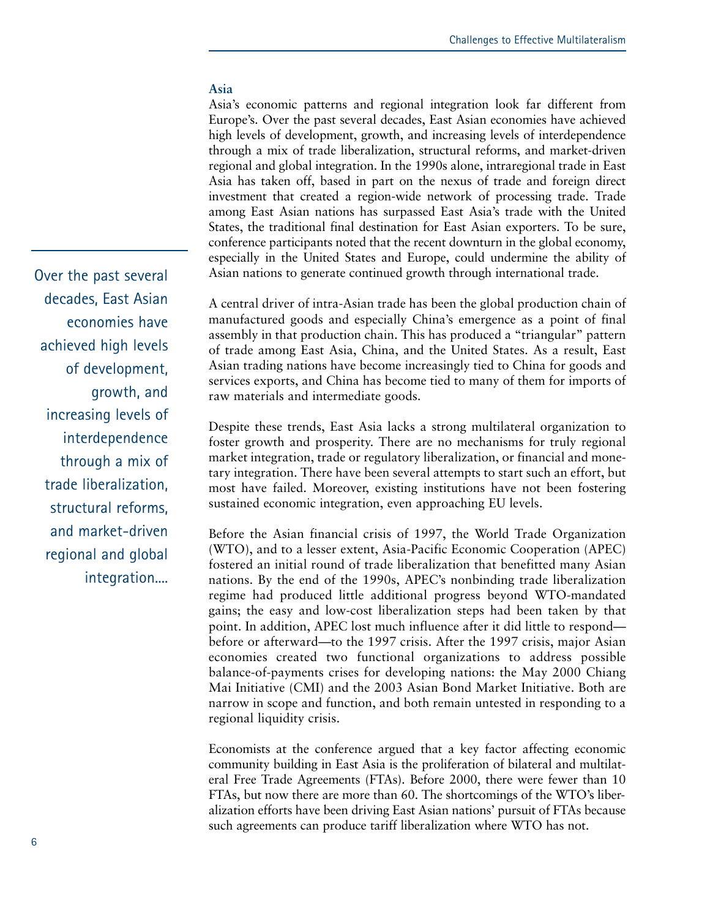### Asia

Asia's economic patterns and regional integration look far different from Europe's. Over the past several decades, East Asian economies have achieved high levels of development, growth, and increasing levels of interdependence through a mix of trade liberalization, structural reforms, and market-driven regional and global integration. In the 1990s alone, intraregional trade in East Asia has taken off, based in part on the nexus of trade and foreign direct investment that created a region-wide network of processing trade. Trade among East Asian nations has surpassed East Asia's trade with the United States, the traditional final destination for East Asian exporters. To be sure, conference participants noted that the recent downturn in the global economy, especially in the United States and Europe, could undermine the ability of Asian nations to generate continued growth through international trade.

> Over the past several decades, East Asian economies have achieved high levels of development, growth, and increasing levels of interdependence through a mix of trade liberalization, structural reforms, and market-driven regional and global integration....

A central driver of intra-Asian trade has been the global production chain of manufactured goods and especially China's emergence as a point of final assembly in that production chain. This has produced a "triangular" pattern of trade among East Asia, China, and the United States. As a result, East Asian trading nations have become increasingly tied to China for goods and services exports, and China has become tied to many of them for imports of raw materials and intermediate goods.

Despite these trends, East Asia lacks a strong multilateral organization to foster growth and prosperity. There are no mechanisms for truly regional market integration, trade or regulatory liberalization, or financial and monetary integration. There have been several attempts to start such an effort, but most have failed. Moreover, existing institutions have not been fostering sustained economic integration, even approaching EU levels.

Before the Asian financial crisis of 1997, the World Trade Organization (WTO), and to a lesser extent, Asia-Pacific Economic Cooperation (APEC) fostered an initial round of trade liberalization that benefitted many Asian nations. By the end of the 1990s, APEC's nonbinding trade liberalization regime had produced little additional progress beyond WTO-mandated gains; the easy and low-cost liberalization steps had been taken by that point. In addition, APEC lost much influence after it did little to respond—before or afterward—to the 1997 crisis. After the 1997 crisis, major Asian economies created two functional organizations to address possible balance-of-payments crises for developing nations: the May 2000 Chiang Mai Initiative (CMI) and the 2003 Asian Bond Market Initiative. Both are narrow in scope and function, and both remain untested in responding to a regional liquidity crisis.

Economists at the conference argued that a key factor affecting economic community building in East Asia is the proliferation of bilateral and multilateral Free Trade Agreements (FTAs). Before 2000, there were fewer than 10 FTAs, but now there are more than 60. The shortcomings of the WTO's liberalization efforts have been driving East Asian nations' pursuit of FTAs because such agreements can produce tariff liberalization where WTO has not.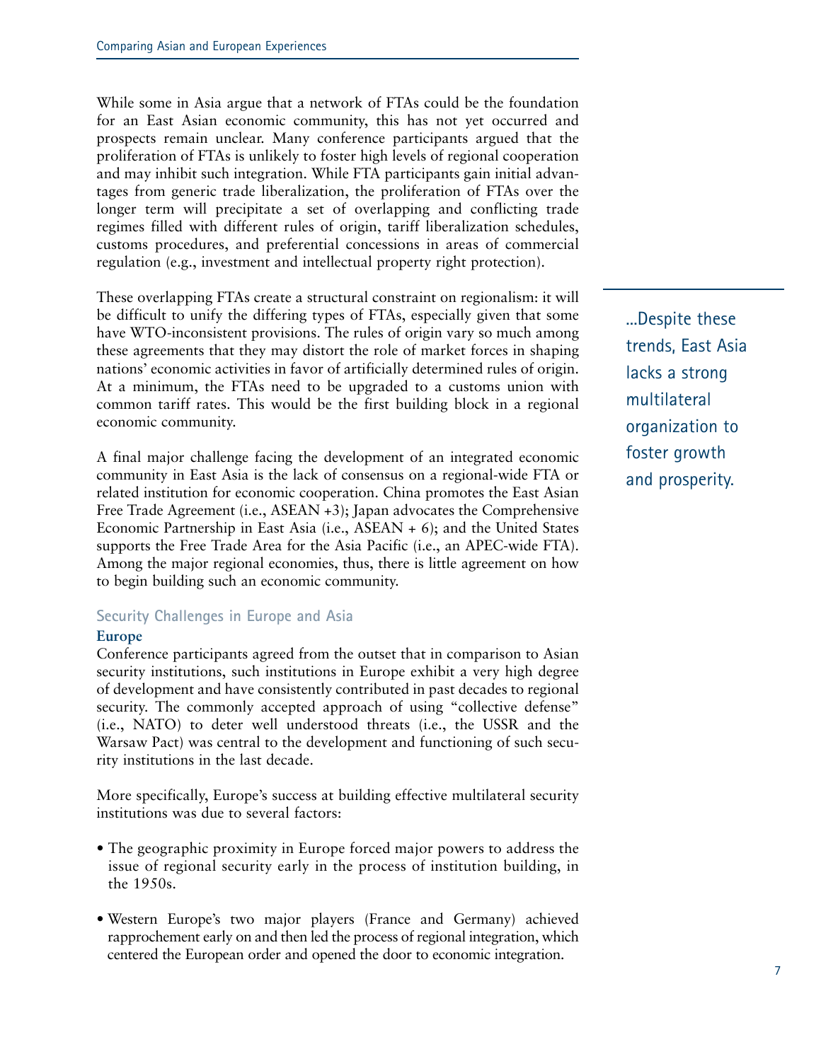While some in Asia argue that a network of FTAs could be the foundation for an East Asian economic community, this has not yet occurred and prospects remain unclear. Many conference participants argued that the proliferation of FTAs is unlikely to foster high levels of regional cooperation and may inhibit such integration. While FTA participants gain initial advantages from generic trade liberalization, the proliferation of FTAs over the longer term will precipitate a set of overlapping and conflicting trade regimes filled with different rules of origin, tariff liberalization schedules, customs procedures, and preferential concessions in areas of commercial regulation (e.g., investment and intellectual property right protection).

These overlapping FTAs create a structural constraint on regionalism: it will be difficult to unify the differing types of FTAs, especially given that some have WTO-inconsistent provisions. The rules of origin vary so much among these agreements that they may distort the role of market forces in shaping nations' economic activities in favor of artificially determined rules of origin. At a minimum, the FTAs need to be upgraded to a customs union with common tariff rates. This would be the first building block in a regional economic community.

...Despite these trends, East Asia lacks a strong multilateral organization to foster growth and prosperity.

A final major challenge facing the development of an integrated economic community in East Asia is the lack of consensus on a regional-wide FTA or related institution for economic cooperation. China promotes the East Asian Free Trade Agreement (i.e., ASEAN +3); Japan advocates the Comprehensive Economic Partnership in East Asia (i.e., ASEAN + 6); and the United States supports the Free Trade Area for the Asia Pacific (i.e., an APEC-wide FTA). Among the major regional economies, thus, there is little agreement on how to begin building such an economic community.

## Security Challenges in Europe and Asia

### Europe

Conference participants agreed from the outset that in comparison to Asian security institutions, such institutions in Europe exhibit a very high degree of development and have consistently contributed in past decades to regional security. The commonly accepted approach of using "collective defense" (i.e., NATO) to deter well understood threats (i.e., the USSR and the Warsaw Pact) was central to the development and functioning of such security institutions in the last decade.

More specifically, Europe's success at building effective multilateral security institutions was due to several factors:

- The geographic proximity in Europe forced major powers to address the issue of regional security early in the process of institution building, in the 1950s.
- Western Europe's two major players (France and Germany) achieved rapprochement early on and then led the process of regional integration, which centered the European order and opened the door to economic integration.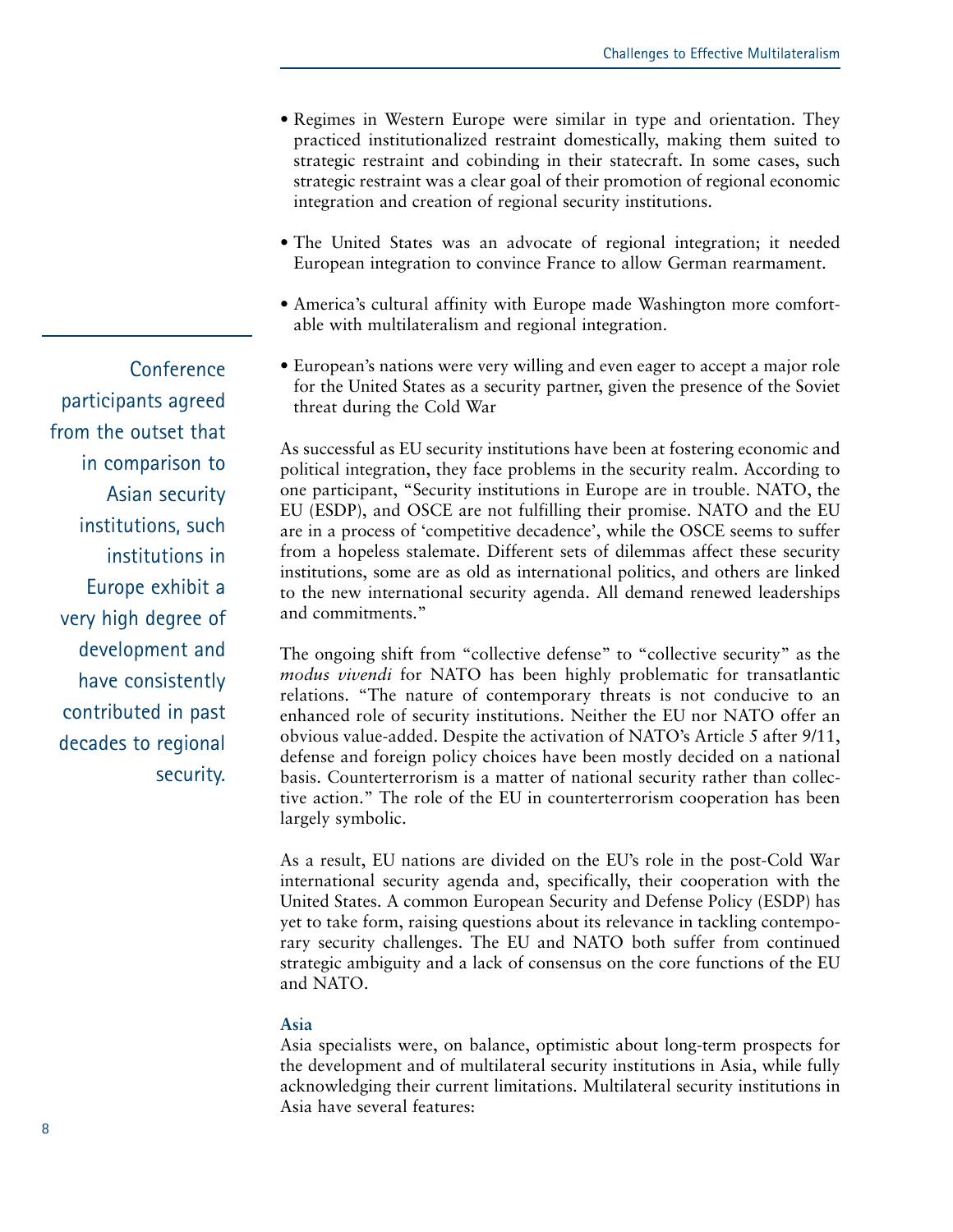- Regimes in Western Europe were similar in type and orientation. They practiced institutionalized restraint domestically, making them suited to strategic restraint and cobinding in their statecraft. In some cases, such strategic restraint was a clear goal of their promotion of regional economic integration and creation of regional security institutions.

- The United States was an advocate of regional integration; it needed European integration to convince France to allow German rearmament.

- America's cultural affinity with Europe made Washington more comfortable with multilateralism and regional integration.

- European's nations were very willing and even eager to accept a major role for the United States as a security partner, given the presence of the Soviet threat during the Cold War

> Conference participants agreed from the outset that in comparison to Asian security institutions, such institutions in Europe exhibit a very high degree of development and have consistently contributed in past decades to regional security.

As successful as EU security institutions have been at fostering economic and political integration, they face problems in the security realm. According to one participant, "Security institutions in Europe are in trouble. NATO, the EU (ESDP), and OSCE are not fulfilling their promise. NATO and the EU are in a process of 'competitive decadence', while the OSCE seems to suffer from a hopeless stalemate. Different sets of dilemmas affect these security institutions, some are as old as international politics, and others are linked to the new international security agenda. All demand renewed leaderships and commitments."

The ongoing shift from "collective defense" to "collective security" as the *modus vivendi* for NATO has been highly problematic for transatlantic relations. "The nature of contemporary threats is not conducive to an enhanced role of security institutions. Neither the EU nor NATO offer an obvious value-added. Despite the activation of NATO's Article 5 after 9/11, defense and foreign policy choices have been mostly decided on a national basis. Counterterrorism is a matter of national security rather than collective action." The role of the EU in counterterrorism cooperation has been largely symbolic.

As a result, EU nations are divided on the EU's role in the post-Cold War international security agenda and, specifically, their cooperation with the United States. A common European Security and Defense Policy (ESDP) has yet to take form, raising questions about its relevance in tackling contemporary security challenges. The EU and NATO both suffer from continued strategic ambiguity and a lack of consensus on the core functions of the EU and NATO.

### Asia

Asia specialists were, on balance, optimistic about long-term prospects for the development and of multilateral security institutions in Asia, while fully acknowledging their current limitations. Multilateral security institutions in Asia have several features: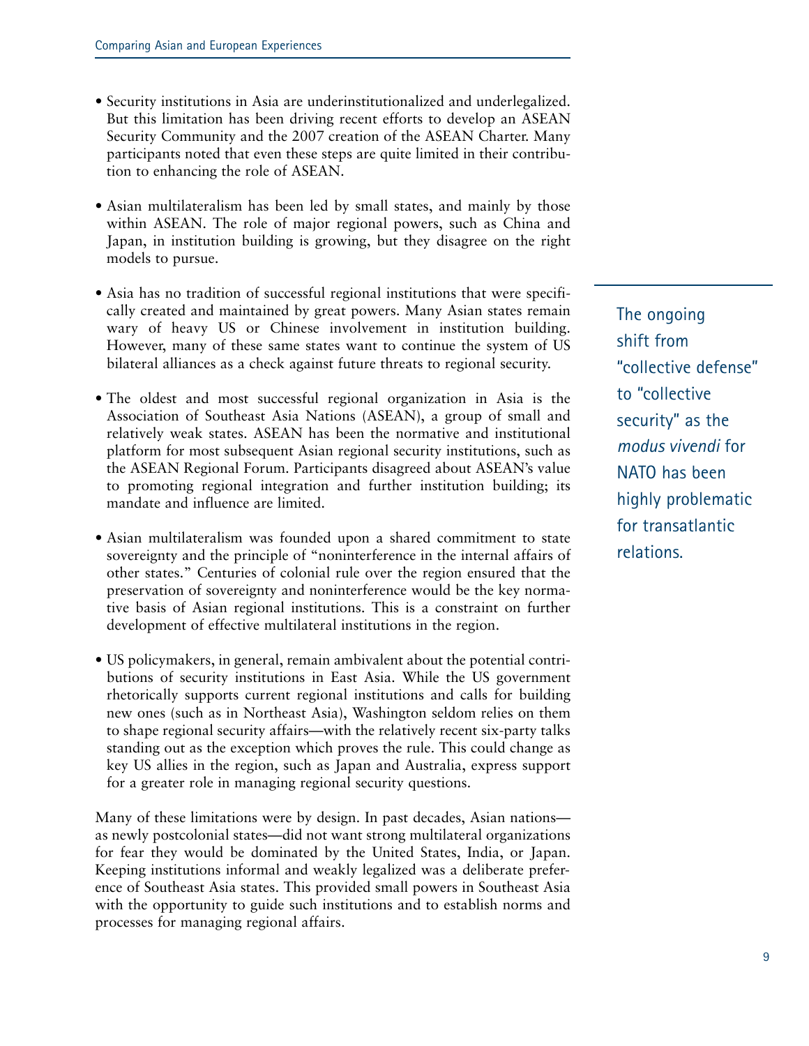- Security institutions in Asia are underinstitutionalized and underlegalized. But this limitation has been driving recent efforts to develop an ASEAN Security Community and the 2007 creation of the ASEAN Charter. Many participants noted that even these steps are quite limited in their contribution to enhancing the role of ASEAN.

- Asian multilateralism has been led by small states, and mainly by those within ASEAN. The role of major regional powers, such as China and Japan, in institution building is growing, but they disagree on the right models to pursue.

- Asia has no tradition of successful regional institutions that were specifically created and maintained by great powers. Many Asian states remain wary of heavy US or Chinese involvement in institution building. However, many of these same states want to continue the system of US bilateral alliances as a check against future threats to regional security.

- The oldest and most successful regional organization in Asia is the Association of Southeast Asia Nations (ASEAN), a group of small and relatively weak states. ASEAN has been the normative and institutional platform for most subsequent Asian regional security institutions, such as the ASEAN Regional Forum. Participants disagreed about ASEAN's value to promoting regional integration and further institution building; its mandate and influence are limited.

- Asian multilateralism was founded upon a shared commitment to state sovereignty and the principle of "noninterference in the internal affairs of other states." Centuries of colonial rule over the region ensured that the preservation of sovereignty and noninterference would be the key normative basis of Asian regional institutions. This is a constraint on further development of effective multilateral institutions in the region.

- US policymakers, in general, remain ambivalent about the potential contributions of security institutions in East Asia. While the US government rhetorically supports current regional institutions and calls for building new ones (such as in Northeast Asia), Washington seldom relies on them to shape regional security affairs—with the relatively recent six-party talks standing out as the exception which proves the rule. This could change as key US allies in the region, such as Japan and Australia, express support for a greater role in managing regional security questions.

Many of these limitations were by design. In past decades, Asian nations—as newly postcolonial states—did not want strong multilateral organizations for fear they would be dominated by the United States, India, or Japan. Keeping institutions informal and weakly legalized was a deliberate preference of Southeast Asia states. This provided small powers in Southeast Asia with the opportunity to guide such institutions and to establish norms and processes for managing regional affairs.

> The ongoing shift from "collective defense" to "collective security" as the *modus vivendi* for NATO has been highly problematic for transatlantic relations.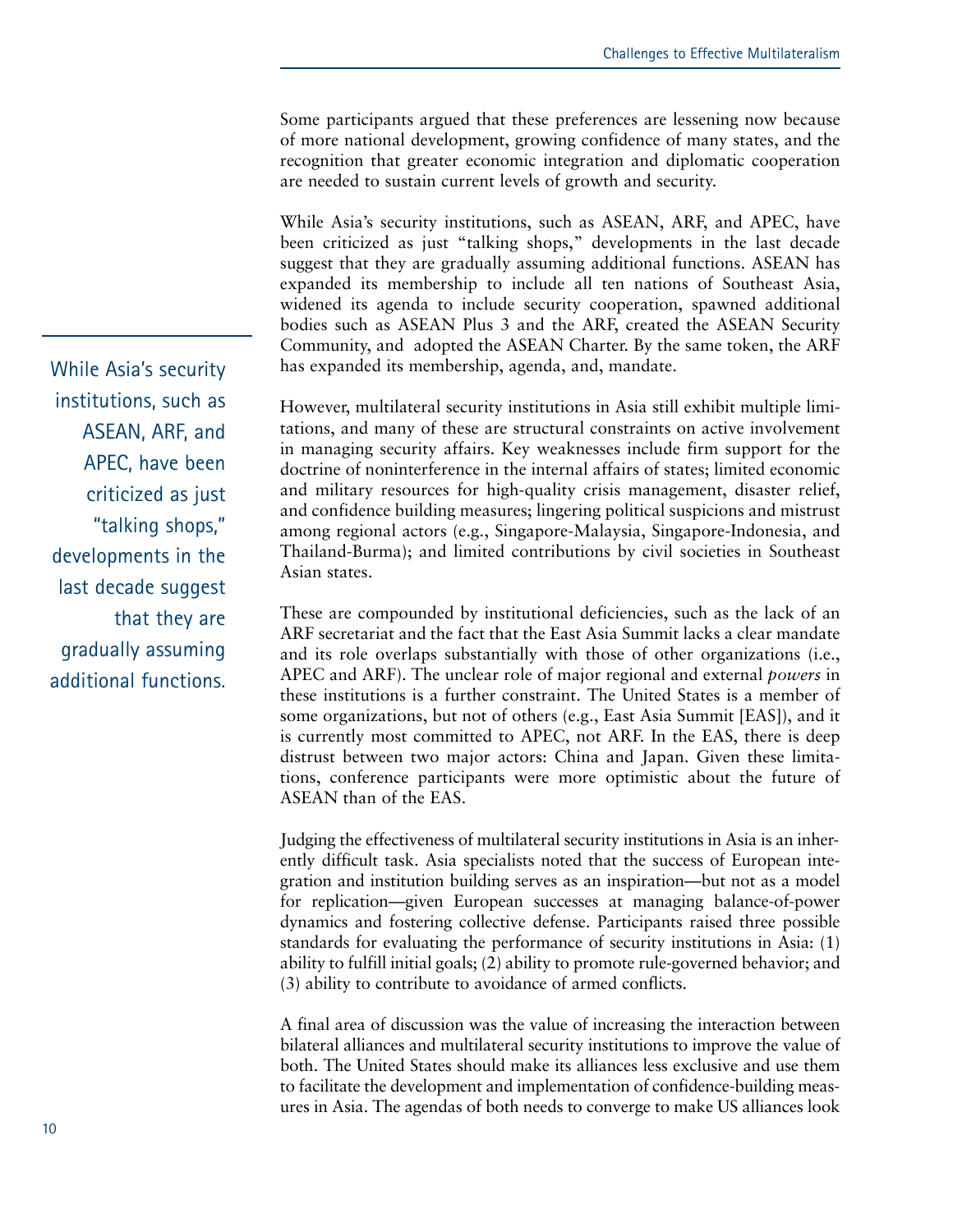Some participants argued that these preferences are lessening now because of more national development, growing confidence of many states, and the recognition that greater economic integration and diplomatic cooperation are needed to sustain current levels of growth and security.

While Asia's security institutions, such as ASEAN, ARF, and APEC, have been criticized as just "talking shops," developments in the last decade suggest that they are gradually assuming additional functions. ASEAN has expanded its membership to include all ten nations of Southeast Asia, widened its agenda to include security cooperation, spawned additional bodies such as ASEAN Plus 3 and the ARF, created the ASEAN Security Community, and adopted the ASEAN Charter. By the same token, the ARF has expanded its membership, agenda, and, mandate.

> While Asia's security institutions, such as ASEAN, ARF, and APEC, have been criticized as just "talking shops," developments in the last decade suggest that they are gradually assuming additional functions.

However, multilateral security institutions in Asia still exhibit multiple limitations, and many of these are structural constraints on active involvement in managing security affairs. Key weaknesses include firm support for the doctrine of noninterference in the internal affairs of states; limited economic and military resources for high-quality crisis management, disaster relief, and confidence building measures; lingering political suspicions and mistrust among regional actors (e.g., Singapore-Malaysia, Singapore-Indonesia, and Thailand-Burma); and limited contributions by civil societies in Southeast Asian states.

These are compounded by institutional deficiencies, such as the lack of an ARF secretariat and the fact that the East Asia Summit lacks a clear mandate and its role overlaps substantially with those of other organizations (i.e., APEC and ARF). The unclear role of major regional and external *powers* in these institutions is a further constraint. The United States is a member of some organizations, but not of others (e.g., East Asia Summit [EAS]), and it is currently most committed to APEC, not ARF. In the EAS, there is deep distrust between two major actors: China and Japan. Given these limitations, conference participants were more optimistic about the future of ASEAN than of the EAS.

Judging the effectiveness of multilateral security institutions in Asia is an inherently difficult task. Asia specialists noted that the success of European integration and institution building serves as an inspiration—but not as a model for replication—given European successes at managing balance-of-power dynamics and fostering collective defense. Participants raised three possible standards for evaluating the performance of security institutions in Asia: (1) ability to fulfill initial goals; (2) ability to promote rule-governed behavior; and (3) ability to contribute to avoidance of armed conflicts.

A final area of discussion was the value of increasing the interaction between bilateral alliances and multilateral security institutions to improve the value of both. The United States should make its alliances less exclusive and use them to facilitate the development and implementation of confidence-building measures in Asia. The agendas of both needs to converge to make US alliances look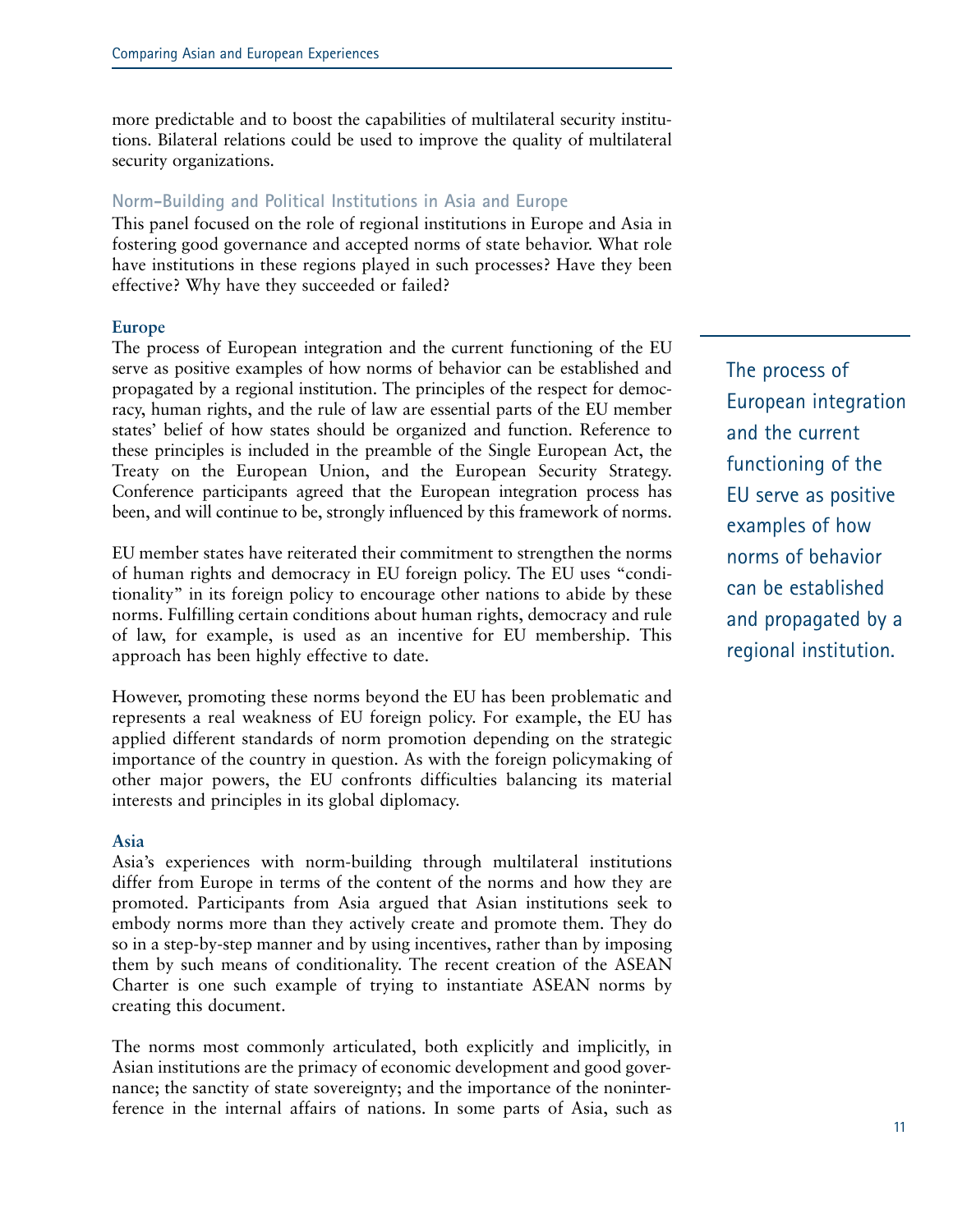more predictable and to boost the capabilities of multilateral security institutions. Bilateral relations could be used to improve the quality of multilateral security organizations.

## Norm-Building and Political Institutions in Asia and Europe

This panel focused on the role of regional institutions in Europe and Asia in fostering good governance and accepted norms of state behavior. What role have institutions in these regions played in such processes? Have they been effective? Why have they succeeded or failed?

### Europe

The process of European integration and the current functioning of the EU serve as positive examples of how norms of behavior can be established and propagated by a regional institution. The principles of the respect for democracy, human rights, and the rule of law are essential parts of the EU member states' belief of how states should be organized and function. Reference to these principles is included in the preamble of the Single European Act, the Treaty on the European Union, and the European Security Strategy. Conference participants agreed that the European integration process has been, and will continue to be, strongly influenced by this framework of norms.

> The process of European integration and the current functioning of the EU serve as positive examples of how norms of behavior can be established and propagated by a regional institution.

EU member states have reiterated their commitment to strengthen the norms of human rights and democracy in EU foreign policy. The EU uses "conditionality" in its foreign policy to encourage other nations to abide by these norms. Fulfilling certain conditions about human rights, democracy and rule of law, for example, is used as an incentive for EU membership. This approach has been highly effective to date.

However, promoting these norms beyond the EU has been problematic and represents a real weakness of EU foreign policy. For example, the EU has applied different standards of norm promotion depending on the strategic importance of the country in question. As with the foreign policymaking of other major powers, the EU confronts difficulties balancing its material interests and principles in its global diplomacy.

### Asia

Asia's experiences with norm-building through multilateral institutions differ from Europe in terms of the content of the norms and how they are promoted. Participants from Asia argued that Asian institutions seek to embody norms more than they actively create and promote them. They do so in a step-by-step manner and by using incentives, rather than by imposing them by such means of conditionality. The recent creation of the ASEAN Charter is one such example of trying to instantiate ASEAN norms by creating this document.

The norms most commonly articulated, both explicitly and implicitly, in Asian institutions are the primacy of economic development and good governance; the sanctity of state sovereignty; and the importance of the noninterference in the internal affairs of nations. In some parts of Asia, such as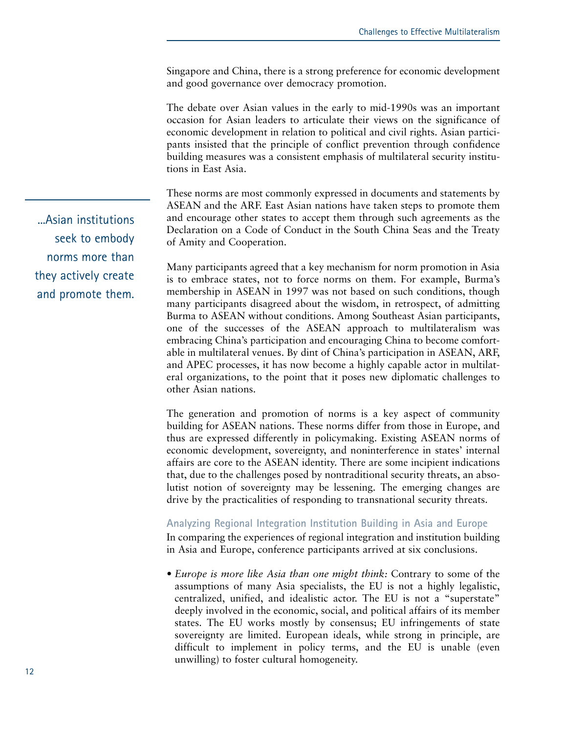Singapore and China, there is a strong preference for economic development and good governance over democracy promotion.

The debate over Asian values in the early to mid-1990s was an important occasion for Asian leaders to articulate their views on the significance of economic development in relation to political and civil rights. Asian participants insisted that the principle of conflict prevention through confidence building measures was a consistent emphasis of multilateral security institutions in East Asia.

These norms are most commonly expressed in documents and statements by ASEAN and the ARF. East Asian nations have taken steps to promote them and encourage other states to accept them through such agreements as the Declaration on a Code of Conduct in the South China Seas and the Treaty of Amity and Cooperation.

> ...Asian institutions seek to embody norms more than they actively create and promote them.

Many participants agreed that a key mechanism for norm promotion in Asia is to embrace states, not to force norms on them. For example, Burma's membership in ASEAN in 1997 was not based on such conditions, though many participants disagreed about the wisdom, in retrospect, of admitting Burma to ASEAN without conditions. Among Southeast Asian participants, one of the successes of the ASEAN approach to multilateralism was embracing China's participation and encouraging China to become comfortable in multilateral venues. By dint of China's participation in ASEAN, ARF, and APEC processes, it has now become a highly capable actor in multilateral organizations, to the point that it poses new diplomatic challenges to other Asian nations.

The generation and promotion of norms is a key aspect of community building for ASEAN nations. These norms differ from those in Europe, and thus are expressed differently in policymaking. Existing ASEAN norms of economic development, sovereignty, and noninterference in states' internal affairs are core to the ASEAN identity. There are some incipient indications that, due to the challenges posed by nontraditional security threats, an absolutist notion of sovereignty may be lessening. The emerging changes are drive by the practicalities of responding to transnational security threats.

### Analyzing Regional Integration Institution Building in Asia and Europe

In comparing the experiences of regional integration and institution building in Asia and Europe, conference participants arrived at six conclusions.

- *Europe is more like Asia than one might think:* Contrary to some of the assumptions of many Asia specialists, the EU is not a highly legalistic, centralized, unified, and idealistic actor. The EU is not a "superstate" deeply involved in the economic, social, and political affairs of its member states. The EU works mostly by consensus; EU infringements of state sovereignty are limited. European ideals, while strong in principle, are difficult to implement in policy terms, and the EU is unable (even unwilling) to foster cultural homogeneity.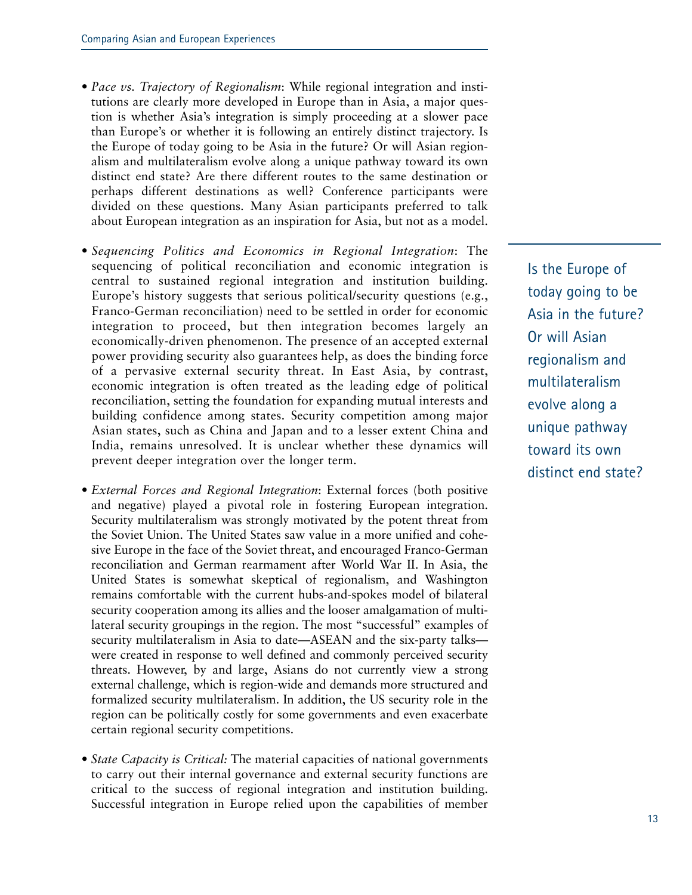- *Pace vs. Trajectory of Regionalism*: While regional integration and institutions are clearly more developed in Europe than in Asia, a major question is whether Asia's integration is simply proceeding at a slower pace than Europe's or whether it is following an entirely distinct trajectory. Is the Europe of today going to be Asia in the future? Or will Asian regionalism and multilateralism evolve along a unique pathway toward its own distinct end state? Are there different routes to the same destination or perhaps different destinations as well? Conference participants were divided on these questions. Many Asian participants preferred to talk about European integration as an inspiration for Asia, but not as a model.

- *Sequencing Politics and Economics in Regional Integration*: The sequencing of political reconciliation and economic integration is central to sustained regional integration and institution building. Europe's history suggests that serious political/security questions (e.g., Franco-German reconciliation) need to be settled in order for economic integration to proceed, but then integration becomes largely an economically-driven phenomenon. The presence of an accepted external power providing security also guarantees help, as does the binding force of a pervasive external security threat. In East Asia, by contrast, economic integration is often treated as the leading edge of political reconciliation, setting the foundation for expanding mutual interests and building confidence among states. Security competition among major Asian states, such as China and Japan and to a lesser extent China and India, remains unresolved. It is unclear whether these dynamics will prevent deeper integration over the longer term.

- *External Forces and Regional Integration*: External forces (both positive and negative) played a pivotal role in fostering European integration. Security multilateralism was strongly motivated by the potent threat from the Soviet Union. The United States saw value in a more unified and cohesive Europe in the face of the Soviet threat, and encouraged Franco-German reconciliation and German rearmament after World War II. In Asia, the United States is somewhat skeptical of regionalism, and Washington remains comfortable with the current hubs-and-spokes model of bilateral security cooperation among its allies and the looser amalgamation of multilateral security groupings in the region. The most "successful" examples of security multilateralism in Asia to date—ASEAN and the six-party talks—were created in response to well defined and commonly perceived security threats. However, by and large, Asians do not currently view a strong external challenge, which is region-wide and demands more structured and formalized security multilateralism. In addition, the US security role in the region can be politically costly for some governments and even exacerbate certain regional security competitions.

- *State Capacity is Critical:* The material capacities of national governments to carry out their internal governance and external security functions are critical to the success of regional integration and institution building. Successful integration in Europe relied upon the capabilities of member

> Is the Europe of today going to be Asia in the future? Or will Asian regionalism and multilateralism evolve along a unique pathway toward its own distinct end state?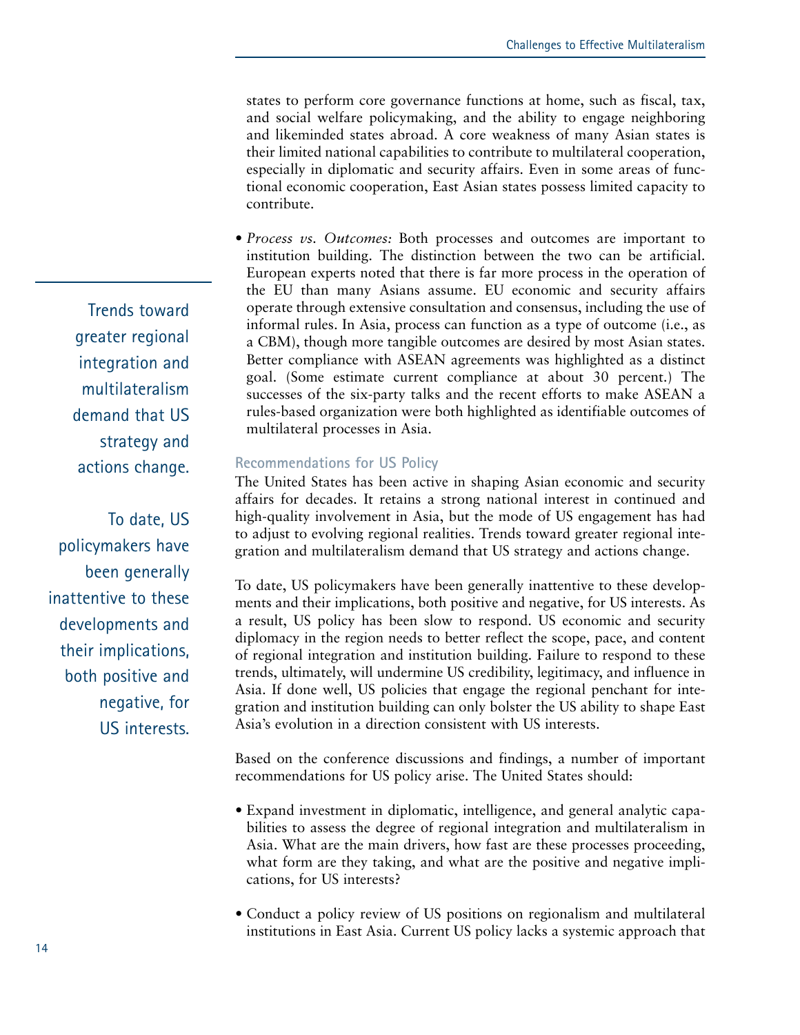states to perform core governance functions at home, such as fiscal, tax, and social welfare policymaking, and the ability to engage neighboring and likeminded states abroad. A core weakness of many Asian states is their limited national capabilities to contribute to multilateral cooperation, especially in diplomatic and security affairs. Even in some areas of functional economic cooperation, East Asian states possess limited capacity to contribute.

- *Process vs. Outcomes:* Both processes and outcomes are important to institution building. The distinction between the two can be artificial. European experts noted that there is far more process in the operation of the EU than many Asians assume. EU economic and security affairs operate through extensive consultation and consensus, including the use of informal rules. In Asia, process can function as a type of outcome (i.e., as a CBM), though more tangible outcomes are desired by most Asian states. Better compliance with ASEAN agreements was highlighted as a distinct goal. (Some estimate current compliance at about 30 percent.) The successes of the six-party talks and the recent efforts to make ASEAN a rules-based organization were both highlighted as identifiable outcomes of multilateral processes in Asia.

> Trends toward greater regional integration and multilateralism demand that US strategy and actions change.
>
> To date, US policymakers have been generally inattentive to these developments and their implications, both positive and negative, for US interests.

### Recommendations for US Policy

The United States has been active in shaping Asian economic and security affairs for decades. It retains a strong national interest in continued and high-quality involvement in Asia, but the mode of US engagement has had to adjust to evolving regional realities. Trends toward greater regional integration and multilateralism demand that US strategy and actions change.

To date, US policymakers have been generally inattentive to these developments and their implications, both positive and negative, for US interests. As a result, US policy has been slow to respond. US economic and security diplomacy in the region needs to better reflect the scope, pace, and content of regional integration and institution building. Failure to respond to these trends, ultimately, will undermine US credibility, legitimacy, and influence in Asia. If done well, US policies that engage the regional penchant for integration and institution building can only bolster the US ability to shape East Asia's evolution in a direction consistent with US interests.

Based on the conference discussions and findings, a number of important recommendations for US policy arise. The United States should:

- Expand investment in diplomatic, intelligence, and general analytic capabilities to assess the degree of regional integration and multilateralism in Asia. What are the main drivers, how fast are these processes proceeding, what form are they taking, and what are the positive and negative implications, for US interests?

- Conduct a policy review of US positions on regionalism and multilateral institutions in East Asia. Current US policy lacks a systemic approach that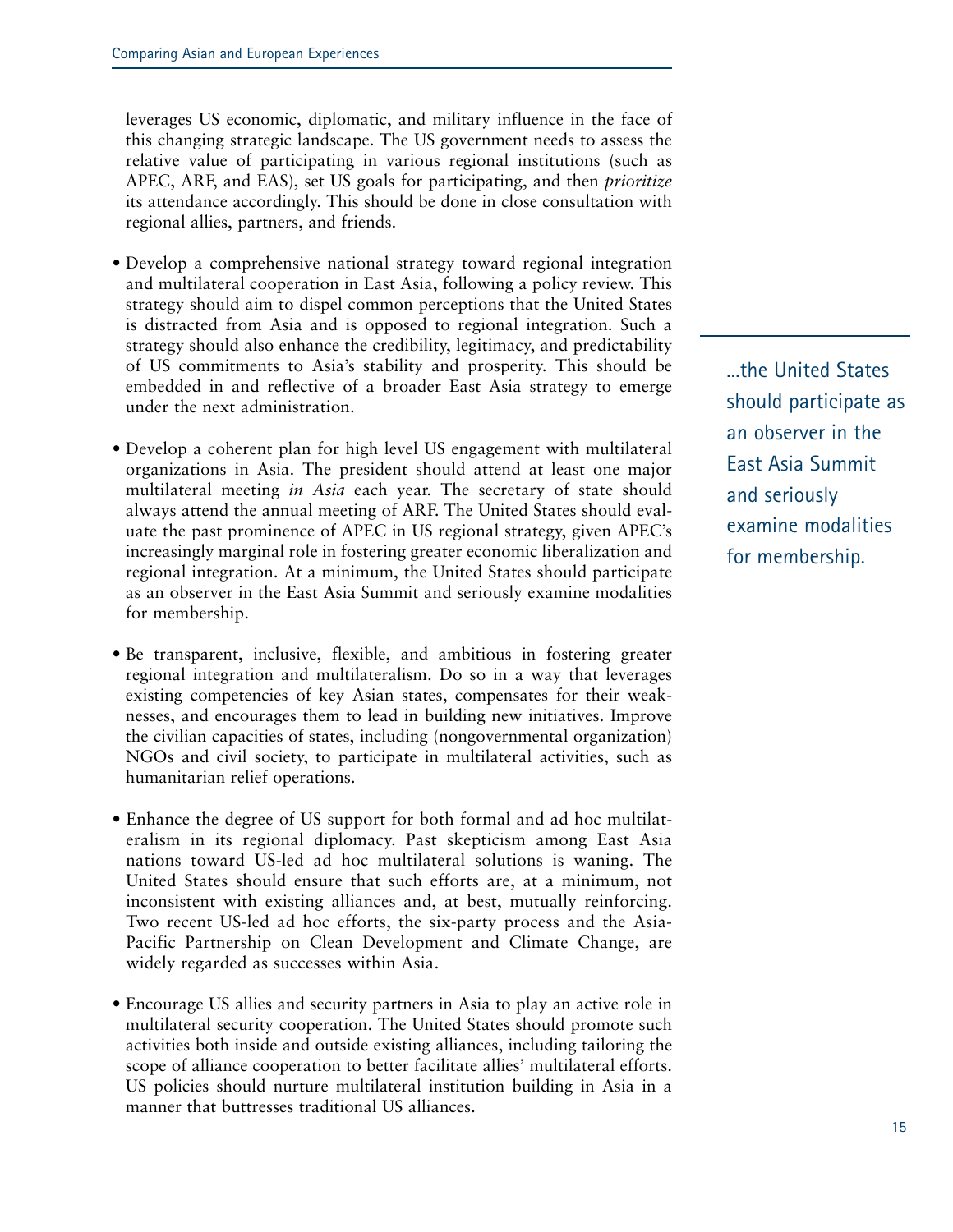leverages US economic, diplomatic, and military influence in the face of this changing strategic landscape. The US government needs to assess the relative value of participating in various regional institutions (such as APEC, ARF, and EAS), set US goals for participating, and then *prioritize* its attendance accordingly. This should be done in close consultation with regional allies, partners, and friends.

- Develop a comprehensive national strategy toward regional integration and multilateral cooperation in East Asia, following a policy review. This strategy should aim to dispel common perceptions that the United States is distracted from Asia and is opposed to regional integration. Such a strategy should also enhance the credibility, legitimacy, and predictability of US commitments to Asia's stability and prosperity. This should be embedded in and reflective of a broader East Asia strategy to emerge under the next administration.

- Develop a coherent plan for high level US engagement with multilateral organizations in Asia. The president should attend at least one major multilateral meeting *in Asia* each year. The secretary of state should always attend the annual meeting of ARF. The United States should evaluate the past prominence of APEC in US regional strategy, given APEC's increasingly marginal role in fostering greater economic liberalization and regional integration. At a minimum, the United States should participate as an observer in the East Asia Summit and seriously examine modalities for membership.

> ...the United States should participate as an observer in the East Asia Summit and seriously examine modalities for membership.

- Be transparent, inclusive, flexible, and ambitious in fostering greater regional integration and multilateralism. Do so in a way that leverages existing competencies of key Asian states, compensates for their weaknesses, and encourages them to lead in building new initiatives. Improve the civilian capacities of states, including (nongovernmental organization) NGOs and civil society, to participate in multilateral activities, such as humanitarian relief operations.

- Enhance the degree of US support for both formal and ad hoc multilateralism in its regional diplomacy. Past skepticism among East Asia nations toward US-led ad hoc multilateral solutions is waning. The United States should ensure that such efforts are, at a minimum, not inconsistent with existing alliances and, at best, mutually reinforcing. Two recent US-led ad hoc efforts, the six-party process and the Asia-Pacific Partnership on Clean Development and Climate Change, are widely regarded as successes within Asia.

- Encourage US allies and security partners in Asia to play an active role in multilateral security cooperation. The United States should promote such activities both inside and outside existing alliances, including tailoring the scope of alliance cooperation to better facilitate allies' multilateral efforts. US policies should nurture multilateral institution building in Asia in a manner that buttresses traditional US alliances.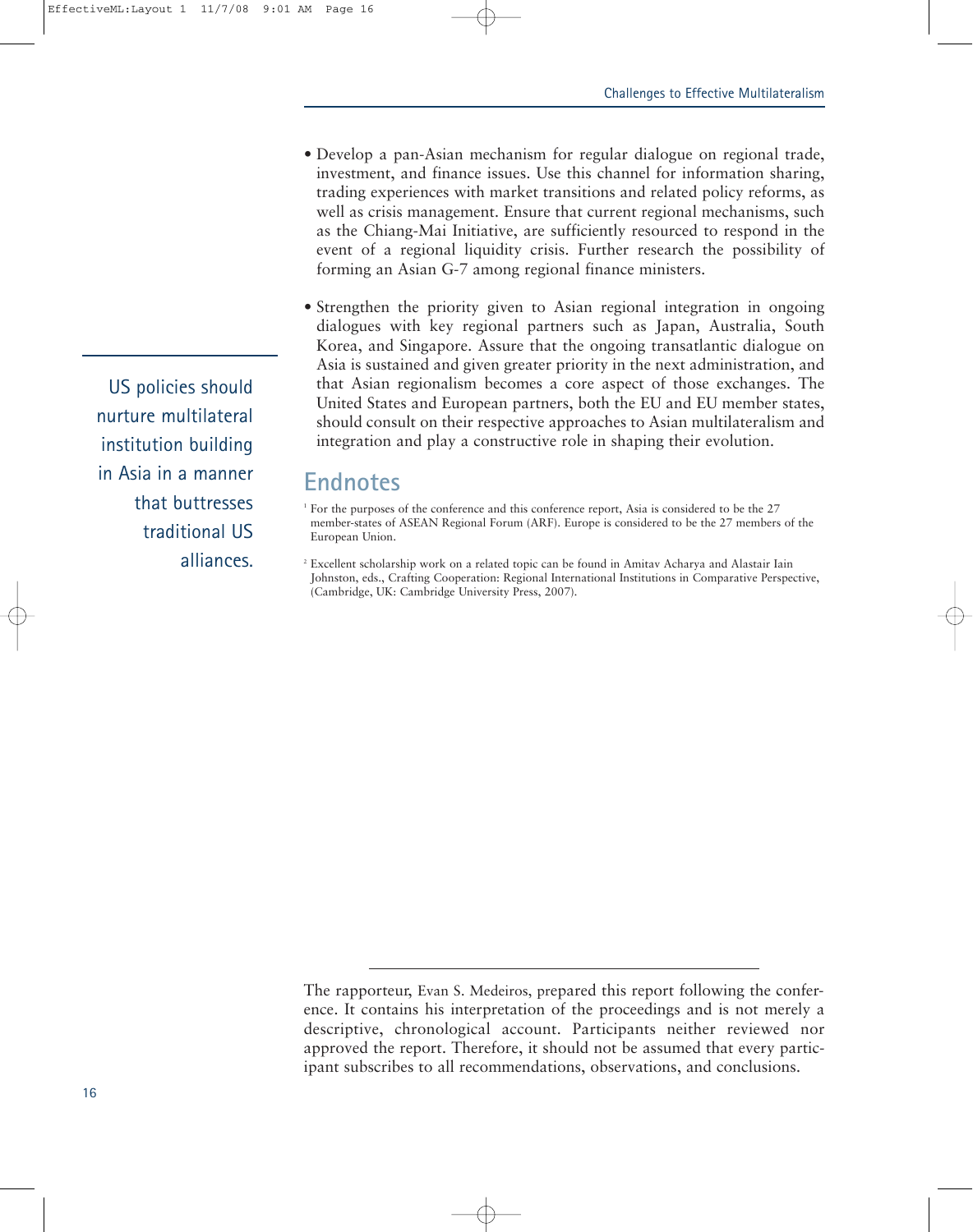- Develop a pan-Asian mechanism for regular dialogue on regional trade, investment, and finance issues. Use this channel for information sharing, trading experiences with market transitions and related policy reforms, as well as crisis management. Ensure that current regional mechanisms, such as the Chiang-Mai Initiative, are sufficiently resourced to respond in the event of a regional liquidity crisis. Further research the possibility of forming an Asian G-7 among regional finance ministers.

- Strengthen the priority given to Asian regional integration in ongoing dialogues with key regional partners such as Japan, Australia, South Korea, and Singapore. Assure that the ongoing transatlantic dialogue on Asia is sustained and given greater priority in the next administration, and that Asian regionalism becomes a core aspect of those exchanges. The United States and European partners, both the EU and EU member states, should consult on their respective approaches to Asian multilateralism and integration and play a constructive role in shaping their evolution.

US policies should nurture multilateral institution building in Asia in a manner that buttresses traditional US alliances.

## Endnotes

[1] For the purposes of the conference and this conference report, Asia is considered to be the 27 member-states of ASEAN Regional Forum (ARF). Europe is considered to be the 27 members of the European Union.

[2] Excellent scholarship work on a related topic can be found in Amitav Acharya and Alastair Iain Johnston, eds., Crafting Cooperation: Regional International Institutions in Comparative Perspective, (Cambridge, UK: Cambridge University Press, 2007).

---

The rapporteur, Evan S. Medeiros, prepared this report following the conference. It contains his interpretation of the proceedings and is not merely a descriptive, chronological account. Participants neither reviewed nor approved the report. Therefore, it should not be assumed that every participant subscribes to all recommendations, observations, and conclusions.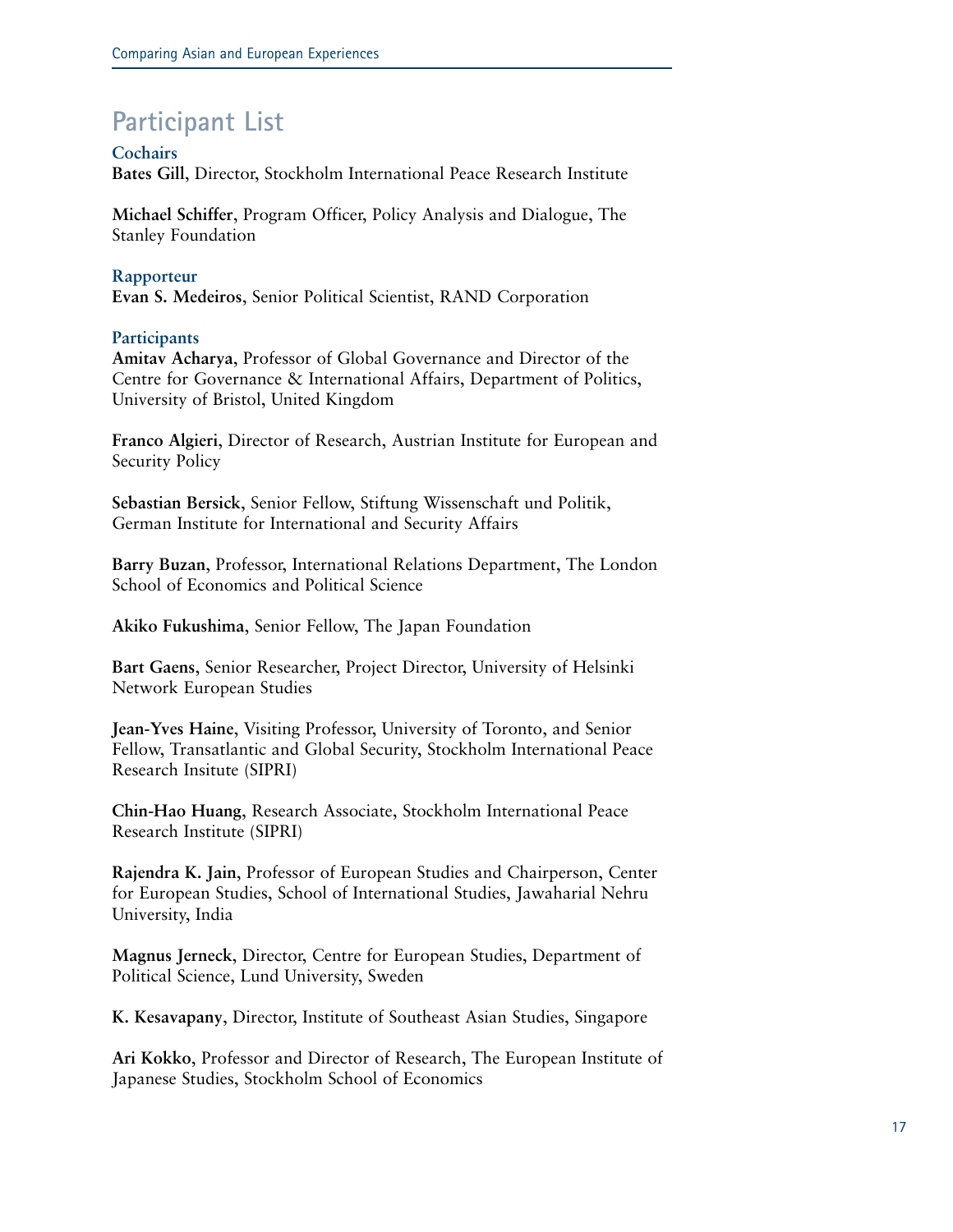# Participant List

### Cochairs

**Bates Gill**, Director, Stockholm International Peace Research Institute

**Michael Schiffer**, Program Officer, Policy Analysis and Dialogue, The Stanley Foundation

### Rapporteur

**Evan S. Medeiros**, Senior Political Scientist, RAND Corporation

### Participants

**Amitav Acharya**, Professor of Global Governance and Director of the Centre for Governance & International Affairs, Department of Politics, University of Bristol, United Kingdom

**Franco Algieri**, Director of Research, Austrian Institute for European and Security Policy

**Sebastian Bersick**, Senior Fellow, Stiftung Wissenschaft und Politik, German Institute for International and Security Affairs

**Barry Buzan**, Professor, International Relations Department, The London School of Economics and Political Science

**Akiko Fukushima**, Senior Fellow, The Japan Foundation

**Bart Gaens**, Senior Researcher, Project Director, University of Helsinki Network European Studies

**Jean-Yves Haine**, Visiting Professor, University of Toronto, and Senior Fellow, Transatlantic and Global Security, Stockholm International Peace Research Insitute (SIPRI)

**Chin-Hao Huang**, Research Associate, Stockholm International Peace Research Institute (SIPRI)

**Rajendra K. Jain**, Professor of European Studies and Chairperson, Center for European Studies, School of International Studies, Jawaharial Nehru University, India

**Magnus Jerneck**, Director, Centre for European Studies, Department of Political Science, Lund University, Sweden

**K. Kesavapany**, Director, Institute of Southeast Asian Studies, Singapore

**Ari Kokko**, Professor and Director of Research, The European Institute of Japanese Studies, Stockholm School of Economics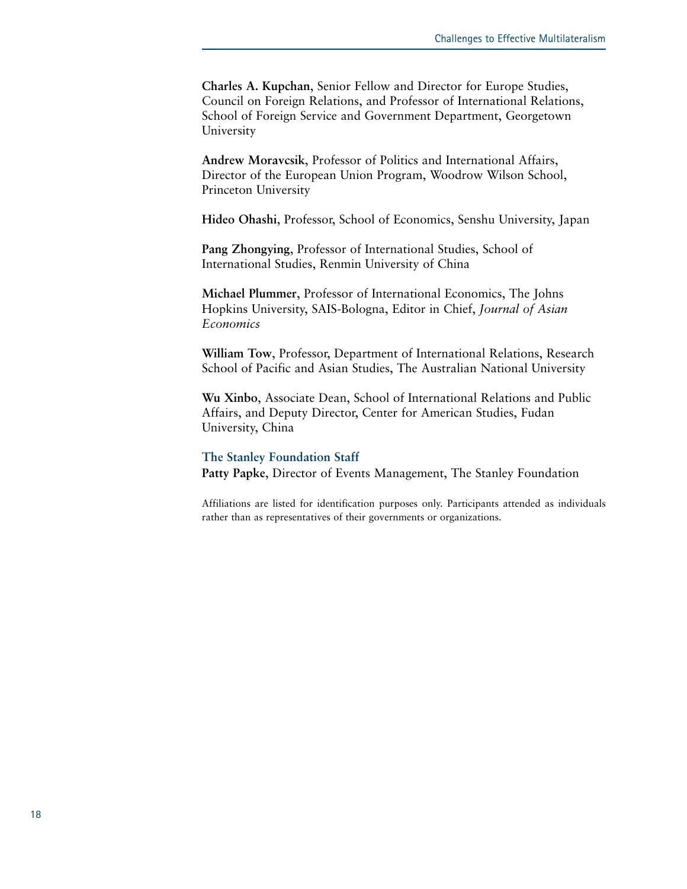**Charles A. Kupchan**, Senior Fellow and Director for Europe Studies, Council on Foreign Relations, and Professor of International Relations, School of Foreign Service and Government Department, Georgetown University

**Andrew Moravcsik**, Professor of Politics and International Affairs, Director of the European Union Program, Woodrow Wilson School, Princeton University

**Hideo Ohashi**, Professor, School of Economics, Senshu University, Japan

**Pang Zhongying**, Professor of International Studies, School of International Studies, Renmin University of China

**Michael Plummer**, Professor of International Economics, The Johns Hopkins University, SAIS-Bologna, Editor in Chief, *Journal of Asian Economics*

**William Tow**, Professor, Department of International Relations, Research School of Pacific and Asian Studies, The Australian National University

**Wu Xinbo**, Associate Dean, School of International Relations and Public Affairs, and Deputy Director, Center for American Studies, Fudan University, China

### The Stanley Foundation Staff

**Patty Papke**, Director of Events Management, The Stanley Foundation

Affiliations are listed for identification purposes only. Participants attended as individuals rather than as representatives of their governments or organizations.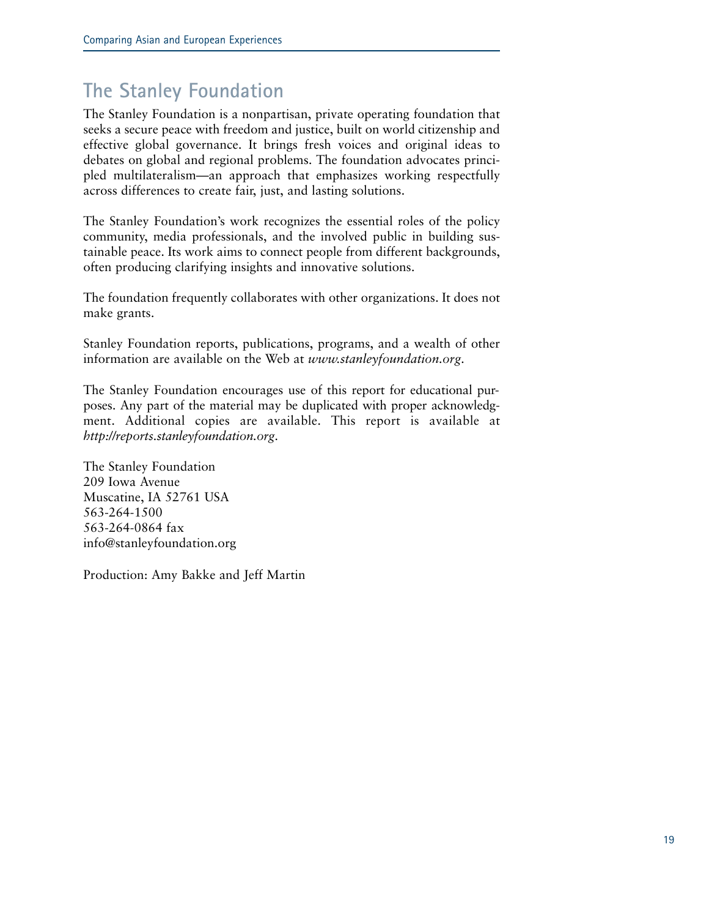## The Stanley Foundation

The Stanley Foundation is a nonpartisan, private operating foundation that seeks a secure peace with freedom and justice, built on world citizenship and effective global governance. It brings fresh voices and original ideas to debates on global and regional problems. The foundation advocates principled multilateralism—an approach that emphasizes working respectfully across differences to create fair, just, and lasting solutions.

The Stanley Foundation's work recognizes the essential roles of the policy community, media professionals, and the involved public in building sustainable peace. Its work aims to connect people from different backgrounds, often producing clarifying insights and innovative solutions.

The foundation frequently collaborates with other organizations. It does not make grants.

Stanley Foundation reports, publications, programs, and a wealth of other information are available on the Web at *www.stanleyfoundation.org*.

The Stanley Foundation encourages use of this report for educational purposes. Any part of the material may be duplicated with proper acknowledgment. Additional copies are available. This report is available at *http://reports.stanleyfoundation.org*.

The Stanley Foundation
209 Iowa Avenue
Muscatine, IA 52761 USA
563-264-1500
563-264-0864 fax
info@stanleyfoundation.org

Production: Amy Bakke and Jeff Martin